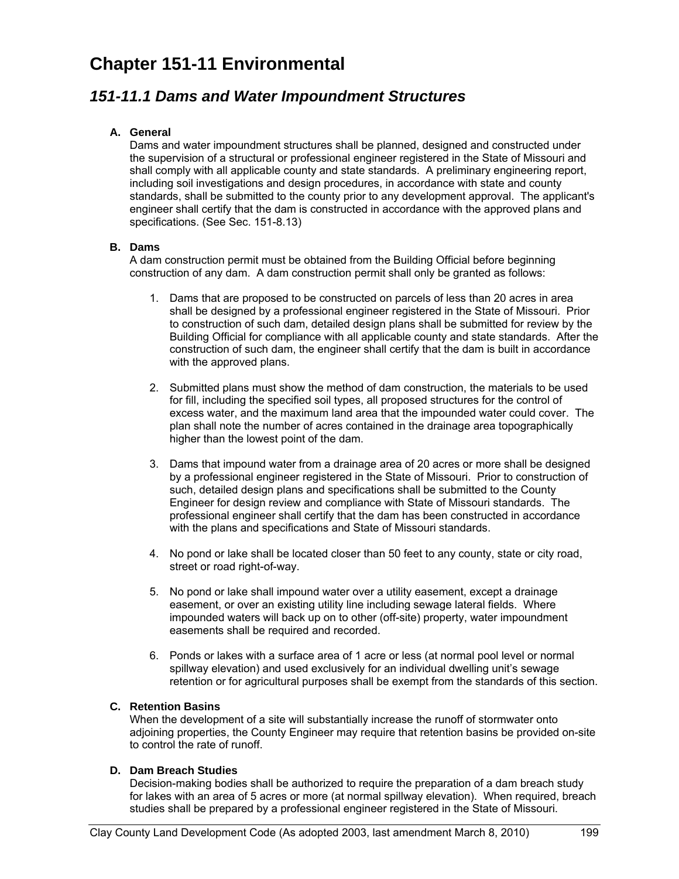# Chapter 151-11 Environmental

## *151-11.1 Dams and Water Impoundment Structures*

**A. General**

Dams and water impoundment structures shall be planned, designed and constructed under the supervision of a structural or professional engineer registered in the State of Missouri and shall comply with all applicable county and state standards. A preliminary engineering report, including soil investigations and design procedures, in accordance with state and county standards, shall be submitted to the county prior to any development approval. The applicant's engineer shall certify that the dam is constructed in accordance with the approved plans and specifications. (See Sec. 151-8.13)

**B. Dams**

A dam construction permit must be obtained from the Building Official before beginning construction of any dam. A dam construction permit shall only be granted as follows:

1. Dams that are proposed to be constructed on parcels of less than 20 acres in area shall be designed by a professional engineer registered in the State of Missouri. Prior to construction of such dam, detailed design plans shall be submitted for review by the Building Official for compliance with all applicable county and state standards. After the construction of such dam, the engineer shall certify that the dam is built in accordance with the approved plans.

2. Submitted plans must show the method of dam construction, the materials to be used for fill, including the specified soil types, all proposed structures for the control of excess water, and the maximum land area that the impounded water could cover. The plan shall note the number of acres contained in the drainage area topographically higher than the lowest point of the dam.

3. Dams that impound water from a drainage area of 20 acres or more shall be designed by a professional engineer registered in the State of Missouri. Prior to construction of such, detailed design plans and specifications shall be submitted to the County Engineer for design review and compliance with State of Missouri standards. The professional engineer shall certify that the dam has been constructed in accordance with the plans and specifications and State of Missouri standards.

4. No pond or lake shall be located closer than 50 feet to any county, state or city road, street or road right-of-way.

5. No pond or lake shall impound water over a utility easement, except a drainage easement, or over an existing utility line including sewage lateral fields. Where impounded waters will back up on to other (off-site) property, water impoundment easements shall be required and recorded.

6. Ponds or lakes with a surface area of 1 acre or less (at normal pool level or normal spillway elevation) and used exclusively for an individual dwelling unit's sewage retention or for agricultural purposes shall be exempt from the standards of this section.

**C. Retention Basins**

When the development of a site will substantially increase the runoff of stormwater onto adjoining properties, the County Engineer may require that retention basins be provided on-site to control the rate of runoff.

**D. Dam Breach Studies**

Decision-making bodies shall be authorized to require the preparation of a dam breach study for lakes with an area of 5 acres or more (at normal spillway elevation). When required, breach studies shall be prepared by a professional engineer registered in the State of Missouri.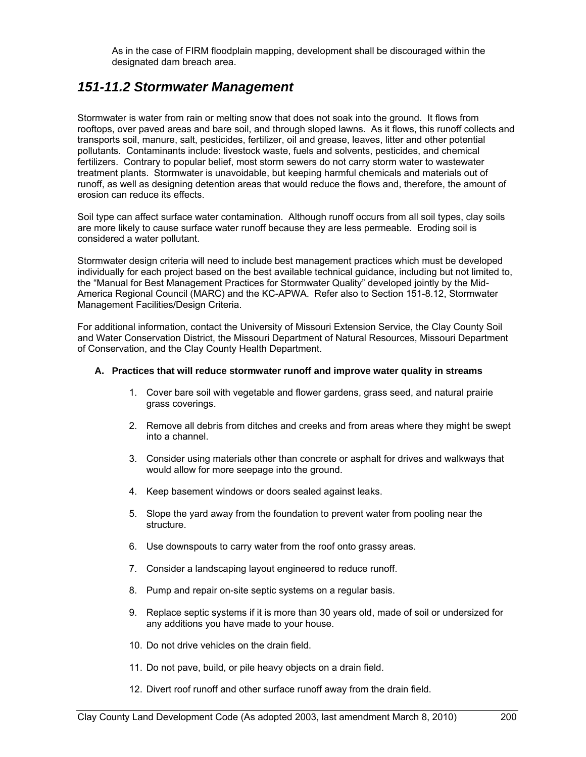As in the case of FIRM floodplain mapping, development shall be discouraged within the designated dam breach area.

## *151-11.2 Stormwater Management*

Stormwater is water from rain or melting snow that does not soak into the ground. It flows from rooftops, over paved areas and bare soil, and through sloped lawns. As it flows, this runoff collects and transports soil, manure, salt, pesticides, fertilizer, oil and grease, leaves, litter and other potential pollutants. Contaminants include: livestock waste, fuels and solvents, pesticides, and chemical fertilizers. Contrary to popular belief, most storm sewers do not carry storm water to wastewater treatment plants. Stormwater is unavoidable, but keeping harmful chemicals and materials out of runoff, as well as designing detention areas that would reduce the flows and, therefore, the amount of erosion can reduce its effects.

Soil type can affect surface water contamination. Although runoff occurs from all soil types, clay soils are more likely to cause surface water runoff because they are less permeable. Eroding soil is considered a water pollutant.

Stormwater design criteria will need to include best management practices which must be developed individually for each project based on the best available technical guidance, including but not limited to, the "Manual for Best Management Practices for Stormwater Quality" developed jointly by the Mid-America Regional Council (MARC) and the KC-APWA. Refer also to Section 151-8.12, Stormwater Management Facilities/Design Criteria.

For additional information, contact the University of Missouri Extension Service, the Clay County Soil and Water Conservation District, the Missouri Department of Natural Resources, Missouri Department of Conservation, and the Clay County Health Department.

**A. Practices that will reduce stormwater runoff and improve water quality in streams**

1. Cover bare soil with vegetable and flower gardens, grass seed, and natural prairie grass coverings.

2. Remove all debris from ditches and creeks and from areas where they might be swept into a channel.

3. Consider using materials other than concrete or asphalt for drives and walkways that would allow for more seepage into the ground.

4. Keep basement windows or doors sealed against leaks.

5. Slope the yard away from the foundation to prevent water from pooling near the structure.

6. Use downspouts to carry water from the roof onto grassy areas.

7. Consider a landscaping layout engineered to reduce runoff.

8. Pump and repair on-site septic systems on a regular basis.

9. Replace septic systems if it is more than 30 years old, made of soil or undersized for any additions you have made to your house.

10. Do not drive vehicles on the drain field.

11. Do not pave, build, or pile heavy objects on a drain field.

12. Divert roof runoff and other surface runoff away from the drain field.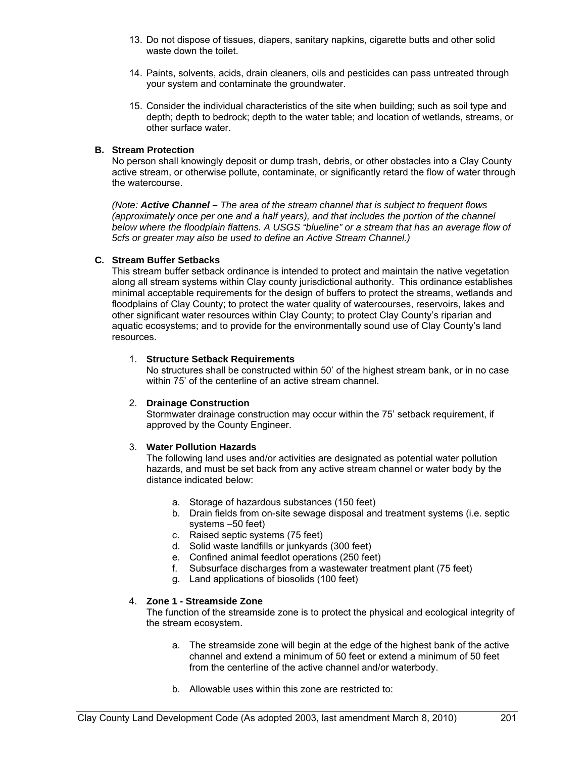13. Do not dispose of tissues, diapers, sanitary napkins, cigarette butts and other solid waste down the toilet.

14. Paints, solvents, acids, drain cleaners, oils and pesticides can pass untreated through your system and contaminate the groundwater.

15. Consider the individual characteristics of the site when building; such as soil type and depth; depth to bedrock; depth to the water table; and location of wetlands, streams, or other surface water.

**B. Stream Protection**

No person shall knowingly deposit or dump trash, debris, or other obstacles into a Clay County active stream, or otherwise pollute, contaminate, or significantly retard the flow of water through the watercourse.

*(Note: **Active Channel –** The area of the stream channel that is subject to frequent flows (approximately once per one and a half years), and that includes the portion of the channel below where the floodplain flattens. A USGS "blueline" or a stream that has an average flow of 5cfs or greater may also be used to define an Active Stream Channel.)*

**C. Stream Buffer Setbacks**

This stream buffer setback ordinance is intended to protect and maintain the native vegetation along all stream systems within Clay county jurisdictional authority. This ordinance establishes minimal acceptable requirements for the design of buffers to protect the streams, wetlands and floodplains of Clay County; to protect the water quality of watercourses, reservoirs, lakes and other significant water resources within Clay County; to protect Clay County's riparian and aquatic ecosystems; and to provide for the environmentally sound use of Clay County's land resources.

1. **Structure Setback Requirements**

   No structures shall be constructed within 50' of the highest stream bank, or in no case within 75' of the centerline of an active stream channel.

2. **Drainage Construction**

   Stormwater drainage construction may occur within the 75' setback requirement, if approved by the County Engineer.

3. **Water Pollution Hazards**

   The following land uses and/or activities are designated as potential water pollution hazards, and must be set back from any active stream channel or water body by the distance indicated below:

   a. Storage of hazardous substances (150 feet)
   b. Drain fields from on-site sewage disposal and treatment systems (i.e. septic systems –50 feet)
   c. Raised septic systems (75 feet)
   d. Solid waste landfills or junkyards (300 feet)
   e. Confined animal feedlot operations (250 feet)
   f. Subsurface discharges from a wastewater treatment plant (75 feet)
   g. Land applications of biosolids (100 feet)

4. **Zone 1 - Streamside Zone**

   The function of the streamside zone is to protect the physical and ecological integrity of the stream ecosystem.

   a. The streamside zone will begin at the edge of the highest bank of the active channel and extend a minimum of 50 feet or extend a minimum of 50 feet from the centerline of the active channel and/or waterbody.

   b. Allowable uses within this zone are restricted to: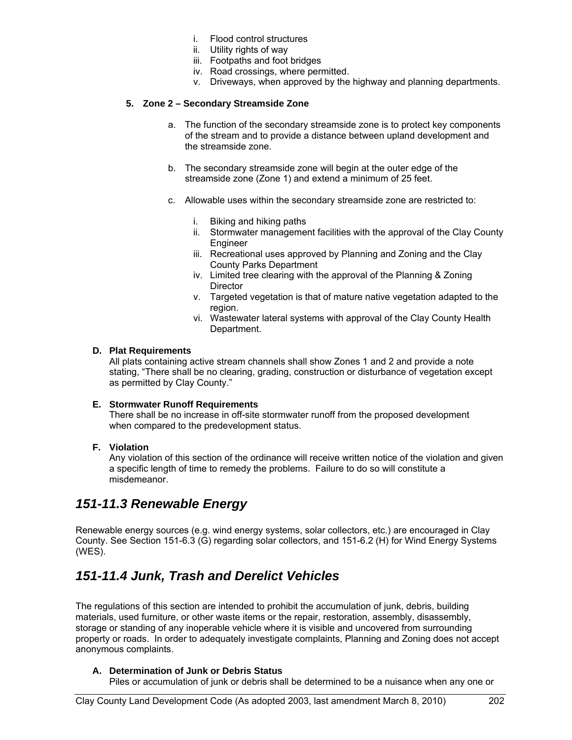i. Flood control structures
ii. Utility rights of way
iii. Footpaths and foot bridges
iv. Road crossings, where permitted.
v. Driveways, when approved by the highway and planning departments.

**5. Zone 2 – Secondary Streamside Zone**

a. The function of the secondary streamside zone is to protect key components of the stream and to provide a distance between upland development and the streamside zone.

b. The secondary streamside zone will begin at the outer edge of the streamside zone (Zone 1) and extend a minimum of 25 feet.

c. Allowable uses within the secondary streamside zone are restricted to:

i. Biking and hiking paths
ii. Stormwater management facilities with the approval of the Clay County Engineer
iii. Recreational uses approved by Planning and Zoning and the Clay County Parks Department
iv. Limited tree clearing with the approval of the Planning & Zoning Director
v. Targeted vegetation is that of mature native vegetation adapted to the region.
vi. Wastewater lateral systems with approval of the Clay County Health Department.

**D. Plat Requirements**
All plats containing active stream channels shall show Zones 1 and 2 and provide a note stating, "There shall be no clearing, grading, construction or disturbance of vegetation except as permitted by Clay County."

**E. Stormwater Runoff Requirements**
There shall be no increase in off-site stormwater runoff from the proposed development when compared to the predevelopment status.

**F. Violation**
Any violation of this section of the ordinance will receive written notice of the violation and given a specific length of time to remedy the problems. Failure to do so will constitute a misdemeanor.

## *151-11.3 Renewable Energy*

Renewable energy sources (e.g. wind energy systems, solar collectors, etc.) are encouraged in Clay County. See Section 151-6.3 (G) regarding solar collectors, and 151-6.2 (H) for Wind Energy Systems (WES).

## *151-11.4 Junk, Trash and Derelict Vehicles*

The regulations of this section are intended to prohibit the accumulation of junk, debris, building materials, used furniture, or other waste items or the repair, restoration, assembly, disassembly, storage or standing of any inoperable vehicle where it is visible and uncovered from surrounding property or roads. In order to adequately investigate complaints, Planning and Zoning does not accept anonymous complaints.

**A. Determination of Junk or Debris Status**
Piles or accumulation of junk or debris shall be determined to be a nuisance when any one or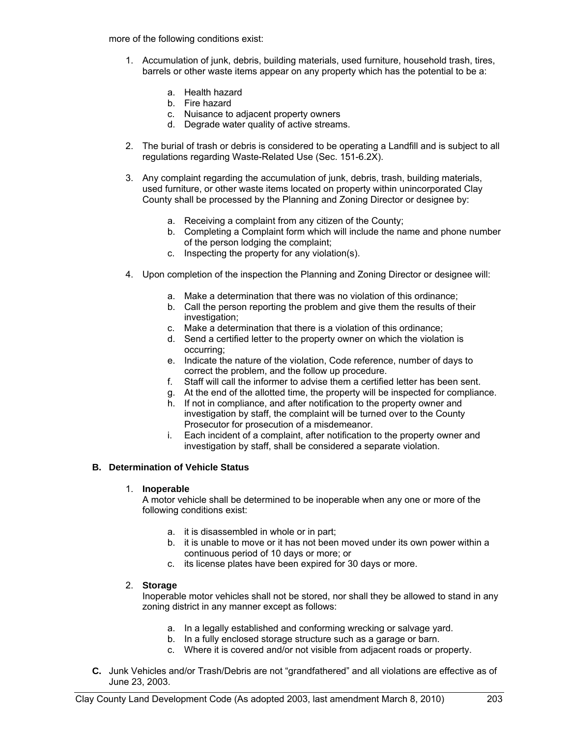more of the following conditions exist:

1. Accumulation of junk, debris, building materials, used furniture, household trash, tires, barrels or other waste items appear on any property which has the potential to be a:

    a. Health hazard
    b. Fire hazard
    c. Nuisance to adjacent property owners
    d. Degrade water quality of active streams.

2. The burial of trash or debris is considered to be operating a Landfill and is subject to all regulations regarding Waste-Related Use (Sec. 151-6.2X).

3. Any complaint regarding the accumulation of junk, debris, trash, building materials, used furniture, or other waste items located on property within unincorporated Clay County shall be processed by the Planning and Zoning Director or designee by:

    a. Receiving a complaint from any citizen of the County;
    b. Completing a Complaint form which will include the name and phone number of the person lodging the complaint;
    c. Inspecting the property for any violation(s).

4. Upon completion of the inspection the Planning and Zoning Director or designee will:

    a. Make a determination that there was no violation of this ordinance;
    b. Call the person reporting the problem and give them the results of their investigation;
    c. Make a determination that there is a violation of this ordinance;
    d. Send a certified letter to the property owner on which the violation is occurring;
    e. Indicate the nature of the violation, Code reference, number of days to correct the problem, and the follow up procedure.
    f. Staff will call the informer to advise them a certified letter has been sent.
    g. At the end of the allotted time, the property will be inspected for compliance.
    h. If not in compliance, and after notification to the property owner and investigation by staff, the complaint will be turned over to the County Prosecutor for prosecution of a misdemeanor.
    i. Each incident of a complaint, after notification to the property owner and investigation by staff, shall be considered a separate violation.

### B. Determination of Vehicle Status

1. **Inoperable**
   A motor vehicle shall be determined to be inoperable when any one or more of the following conditions exist:

    a. it is disassembled in whole or in part;
    b. it is unable to move or it has not been moved under its own power within a continuous period of 10 days or more; or
    c. its license plates have been expired for 30 days or more.

2. **Storage**
   Inoperable motor vehicles shall not be stored, nor shall they be allowed to stand in any zoning district in any manner except as follows:

    a. In a legally established and conforming wrecking or salvage yard.
    b. In a fully enclosed storage structure such as a garage or barn.
    c. Where it is covered and/or not visible from adjacent roads or property.

**C.** Junk Vehicles and/or Trash/Debris are not "grandfathered" and all violations are effective as of June 23, 2003.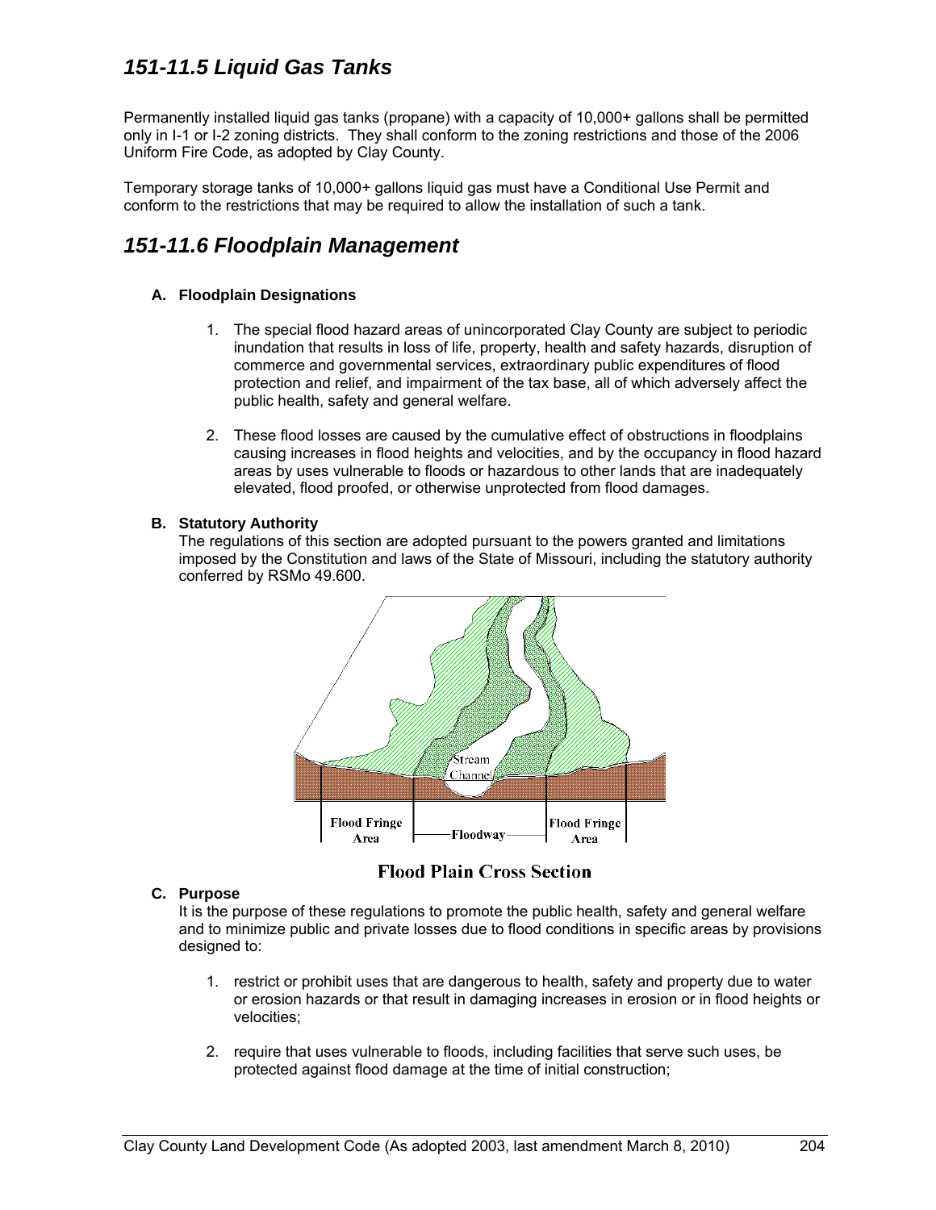## *151-11.5 Liquid Gas Tanks*

Permanently installed liquid gas tanks (propane) with a capacity of 10,000+ gallons shall be permitted only in I-1 or I-2 zoning districts. They shall conform to the zoning restrictions and those of the 2006 Uniform Fire Code, as adopted by Clay County.

Temporary storage tanks of 10,000+ gallons liquid gas must have a Conditional Use Permit and conform to the restrictions that may be required to allow the installation of such a tank.

## *151-11.6 Floodplain Management*

**A. Floodplain Designations**

1. The special flood hazard areas of unincorporated Clay County are subject to periodic inundation that results in loss of life, property, health and safety hazards, disruption of commerce and governmental services, extraordinary public expenditures of flood protection and relief, and impairment of the tax base, all of which adversely affect the public health, safety and general welfare.

2. These flood losses are caused by the cumulative effect of obstructions in floodplains causing increases in flood heights and velocities, and by the occupancy in flood hazard areas by uses vulnerable to floods or hazardous to other lands that are inadequately elevated, flood proofed, or otherwise unprotected from flood damages.

**B. Statutory Authority**

The regulations of this section are adopted pursuant to the powers granted and limitations imposed by the Constitution and laws of the State of Missouri, including the statutory authority conferred by RSMo 49.600.

Stream Channel

Flood Fringe Area | Floodway | Flood Fringe Area

**Flood Plain Cross Section**

**C. Purpose**

It is the purpose of these regulations to promote the public health, safety and general welfare and to minimize public and private losses due to flood conditions in specific areas by provisions designed to:

1. restrict or prohibit uses that are dangerous to health, safety and property due to water or erosion hazards or that result in damaging increases in erosion or in flood heights or velocities;

2. require that uses vulnerable to floods, including facilities that serve such uses, be protected against flood damage at the time of initial construction;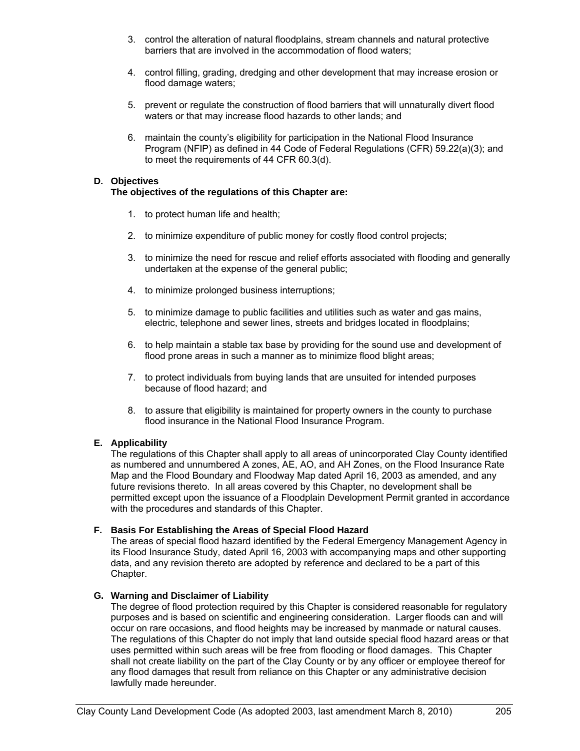3. control the alteration of natural floodplains, stream channels and natural protective barriers that are involved in the accommodation of flood waters;

4. control filling, grading, dredging and other development that may increase erosion or flood damage waters;

5. prevent or regulate the construction of flood barriers that will unnaturally divert flood waters or that may increase flood hazards to other lands; and

6. maintain the county's eligibility for participation in the National Flood Insurance Program (NFIP) as defined in 44 Code of Federal Regulations (CFR) 59.22(a)(3); and to meet the requirements of 44 CFR 60.3(d).

**D. Objectives**

**The objectives of the regulations of this Chapter are:**

1. to protect human life and health;

2. to minimize expenditure of public money for costly flood control projects;

3. to minimize the need for rescue and relief efforts associated with flooding and generally undertaken at the expense of the general public;

4. to minimize prolonged business interruptions;

5. to minimize damage to public facilities and utilities such as water and gas mains, electric, telephone and sewer lines, streets and bridges located in floodplains;

6. to help maintain a stable tax base by providing for the sound use and development of flood prone areas in such a manner as to minimize flood blight areas;

7. to protect individuals from buying lands that are unsuited for intended purposes because of flood hazard; and

8. to assure that eligibility is maintained for property owners in the county to purchase flood insurance in the National Flood Insurance Program.

**E. Applicability**

The regulations of this Chapter shall apply to all areas of unincorporated Clay County identified as numbered and unnumbered A zones, AE, AO, and AH Zones, on the Flood Insurance Rate Map and the Flood Boundary and Floodway Map dated April 16, 2003 as amended, and any future revisions thereto. In all areas covered by this Chapter, no development shall be permitted except upon the issuance of a Floodplain Development Permit granted in accordance with the procedures and standards of this Chapter.

**F. Basis For Establishing the Areas of Special Flood Hazard**

The areas of special flood hazard identified by the Federal Emergency Management Agency in its Flood Insurance Study, dated April 16, 2003 with accompanying maps and other supporting data, and any revision thereto are adopted by reference and declared to be a part of this Chapter.

**G. Warning and Disclaimer of Liability**

The degree of flood protection required by this Chapter is considered reasonable for regulatory purposes and is based on scientific and engineering consideration. Larger floods can and will occur on rare occasions, and flood heights may be increased by manmade or natural causes. The regulations of this Chapter do not imply that land outside special flood hazard areas or that uses permitted within such areas will be free from flooding or flood damages. This Chapter shall not create liability on the part of the Clay County or by any officer or employee thereof for any flood damages that result from reliance on this Chapter or any administrative decision lawfully made hereunder.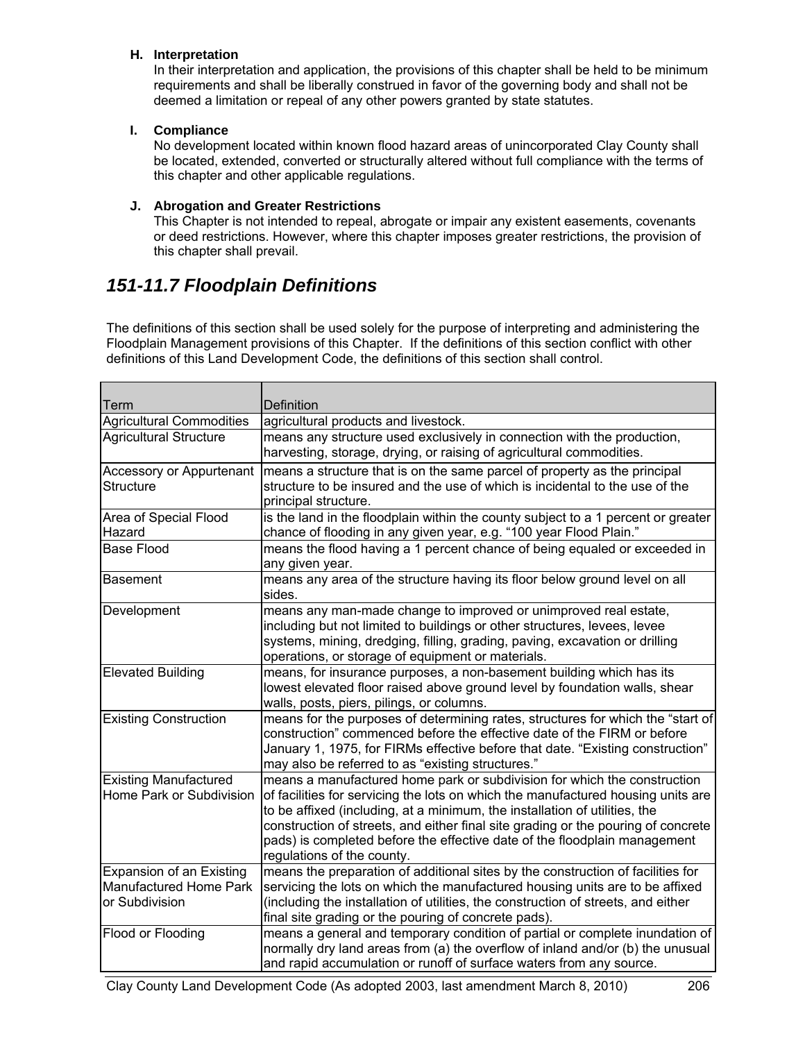**H. Interpretation**

In their interpretation and application, the provisions of this chapter shall be held to be minimum requirements and shall be liberally construed in favor of the governing body and shall not be deemed a limitation or repeal of any other powers granted by state statutes.

**I. Compliance**

No development located within known flood hazard areas of unincorporated Clay County shall be located, extended, converted or structurally altered without full compliance with the terms of this chapter and other applicable regulations.

**J. Abrogation and Greater Restrictions**

This Chapter is not intended to repeal, abrogate or impair any existent easements, covenants or deed restrictions. However, where this chapter imposes greater restrictions, the provision of this chapter shall prevail.

## *151-11.7 Floodplain Definitions*

The definitions of this section shall be used solely for the purpose of interpreting and administering the Floodplain Management provisions of this Chapter. If the definitions of this section conflict with other definitions of this Land Development Code, the definitions of this section shall control.

| Term | Definition |
|---|---|
| Agricultural Commodities | agricultural products and livestock. |
| Agricultural Structure | means any structure used exclusively in connection with the production, harvesting, storage, drying, or raising of agricultural commodities. |
| Accessory or Appurtenant Structure | means a structure that is on the same parcel of property as the principal structure to be insured and the use of which is incidental to the use of the principal structure. |
| Area of Special Flood Hazard | is the land in the floodplain within the county subject to a 1 percent or greater chance of flooding in any given year, e.g. "100 year Flood Plain." |
| Base Flood | means the flood having a 1 percent chance of being equaled or exceeded in any given year. |
| Basement | means any area of the structure having its floor below ground level on all sides. |
| Development | means any man-made change to improved or unimproved real estate, including but not limited to buildings or other structures, levees, levee systems, mining, dredging, filling, grading, paving, excavation or drilling operations, or storage of equipment or materials. |
| Elevated Building | means, for insurance purposes, a non-basement building which has its lowest elevated floor raised above ground level by foundation walls, shear walls, posts, piers, pilings, or columns. |
| Existing Construction | means for the purposes of determining rates, structures for which the "start of construction" commenced before the effective date of the FIRM or before January 1, 1975, for FIRMs effective before that date. "Existing construction" may also be referred to as "existing structures." |
| Existing Manufactured Home Park or Subdivision | means a manufactured home park or subdivision for which the construction of facilities for servicing the lots on which the manufactured housing units are to be affixed (including, at a minimum, the installation of utilities, the construction of streets, and either final site grading or the pouring of concrete pads) is completed before the effective date of the floodplain management regulations of the county. |
| Expansion of an Existing Manufactured Home Park or Subdivision | means the preparation of additional sites by the construction of facilities for servicing the lots on which the manufactured housing units are to be affixed (including the installation of utilities, the construction of streets, and either final site grading or the pouring of concrete pads). |
| Flood or Flooding | means a general and temporary condition of partial or complete inundation of normally dry land areas from (a) the overflow of inland and/or (b) the unusual and rapid accumulation or runoff of surface waters from any source. |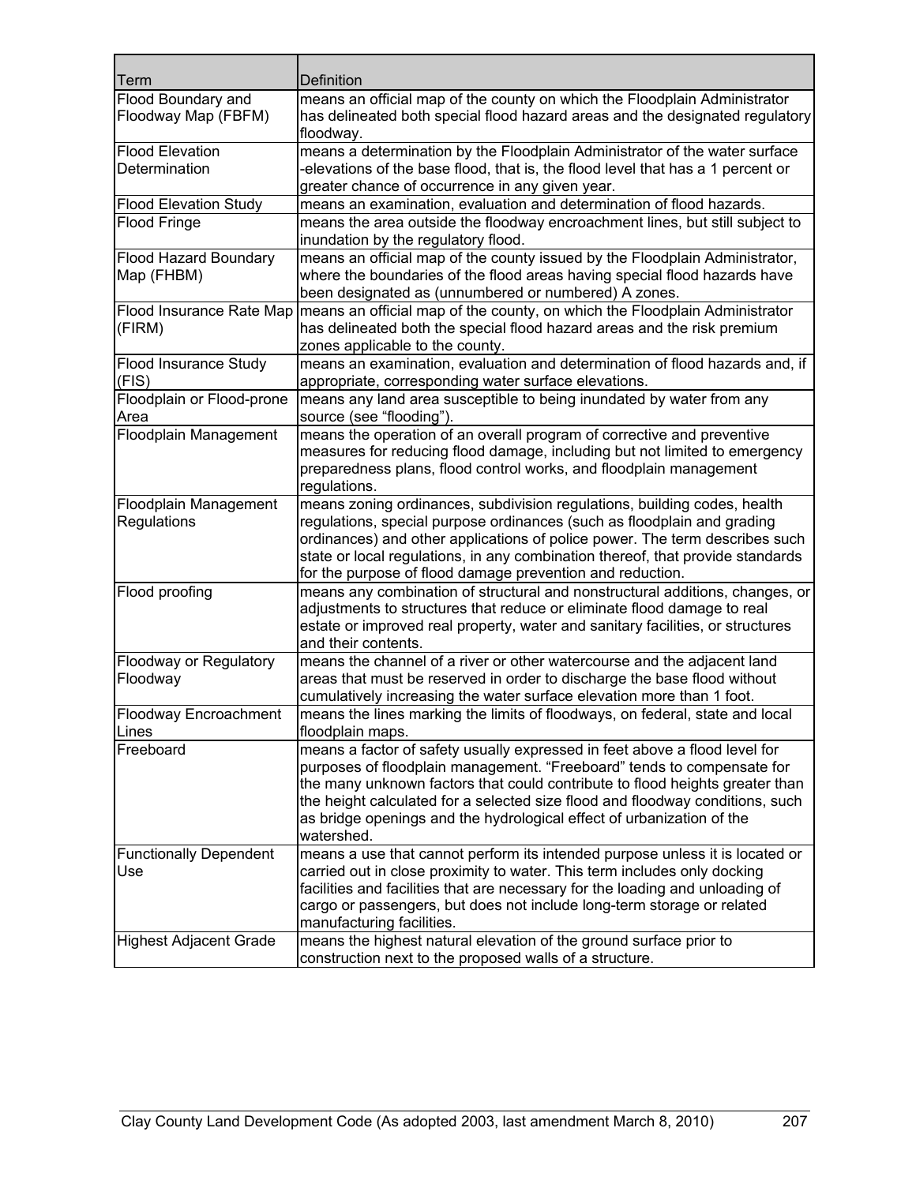| Term | Definition |
|---|---|
| Flood Boundary and Floodway Map (FBFM) | means an official map of the county on which the Floodplain Administrator has delineated both special flood hazard areas and the designated regulatory floodway. |
| Flood Elevation Determination | means a determination by the Floodplain Administrator of the water surface -elevations of the base flood, that is, the flood level that has a 1 percent or greater chance of occurrence in any given year. |
| Flood Elevation Study | means an examination, evaluation and determination of flood hazards. |
| Flood Fringe | means the area outside the floodway encroachment lines, but still subject to inundation by the regulatory flood. |
| Flood Hazard Boundary Map (FHBM) | means an official map of the county issued by the Floodplain Administrator, where the boundaries of the flood areas having special flood hazards have been designated as (unnumbered or numbered) A zones. |
| Flood Insurance Rate Map (FIRM) | means an official map of the county, on which the Floodplain Administrator has delineated both the special flood hazard areas and the risk premium zones applicable to the county. |
| Flood Insurance Study (FIS) | means an examination, evaluation and determination of flood hazards and, if appropriate, corresponding water surface elevations. |
| Floodplain or Flood-prone Area | means any land area susceptible to being inundated by water from any source (see "flooding"). |
| Floodplain Management | means the operation of an overall program of corrective and preventive measures for reducing flood damage, including but not limited to emergency preparedness plans, flood control works, and floodplain management regulations. |
| Floodplain Management Regulations | means zoning ordinances, subdivision regulations, building codes, health regulations, special purpose ordinances (such as floodplain and grading ordinances) and other applications of police power. The term describes such state or local regulations, in any combination thereof, that provide standards for the purpose of flood damage prevention and reduction. |
| Flood proofing | means any combination of structural and nonstructural additions, changes, or adjustments to structures that reduce or eliminate flood damage to real estate or improved real property, water and sanitary facilities, or structures and their contents. |
| Floodway or Regulatory Floodway | means the channel of a river or other watercourse and the adjacent land areas that must be reserved in order to discharge the base flood without cumulatively increasing the water surface elevation more than 1 foot. |
| Floodway Encroachment Lines | means the lines marking the limits of floodways, on federal, state and local floodplain maps. |
| Freeboard | means a factor of safety usually expressed in feet above a flood level for purposes of floodplain management. "Freeboard" tends to compensate for the many unknown factors that could contribute to flood heights greater than the height calculated for a selected size flood and floodway conditions, such as bridge openings and the hydrological effect of urbanization of the watershed. |
| Functionally Dependent Use | means a use that cannot perform its intended purpose unless it is located or carried out in close proximity to water. This term includes only docking facilities and facilities that are necessary for the loading and unloading of cargo or passengers, but does not include long-term storage or related manufacturing facilities. |
| Highest Adjacent Grade | means the highest natural elevation of the ground surface prior to construction next to the proposed walls of a structure. |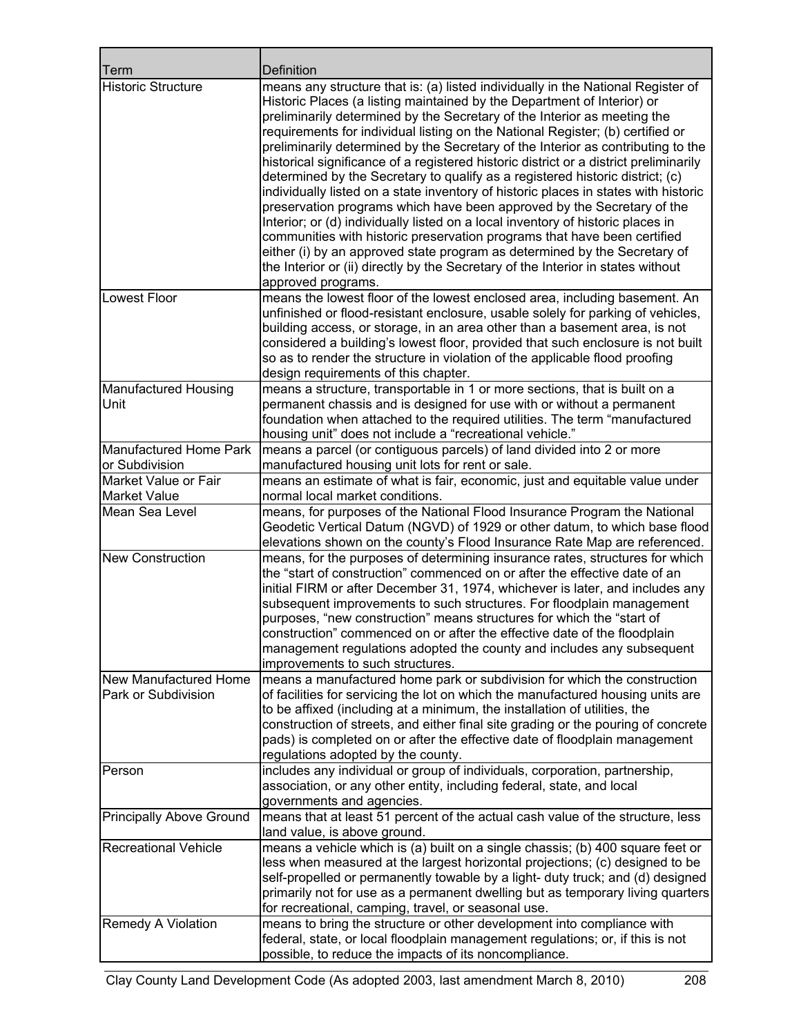| Term | Definition |
|---|---|
| Historic Structure | means any structure that is: (a) listed individually in the National Register of Historic Places (a listing maintained by the Department of Interior) or preliminarily determined by the Secretary of the Interior as meeting the requirements for individual listing on the National Register; (b) certified or preliminarily determined by the Secretary of the Interior as contributing to the historical significance of a registered historic district or a district preliminarily determined by the Secretary to qualify as a registered historic district; (c) individually listed on a state inventory of historic places in states with historic preservation programs which have been approved by the Secretary of the Interior; or (d) individually listed on a local inventory of historic places in communities with historic preservation programs that have been certified either (i) by an approved state program as determined by the Secretary of the Interior or (ii) directly by the Secretary of the Interior in states without approved programs. |
| Lowest Floor | means the lowest floor of the lowest enclosed area, including basement. An unfinished or flood-resistant enclosure, usable solely for parking of vehicles, building access, or storage, in an area other than a basement area, is not considered a building's lowest floor, provided that such enclosure is not built so as to render the structure in violation of the applicable flood proofing design requirements of this chapter. |
| Manufactured Housing Unit | means a structure, transportable in 1 or more sections, that is built on a permanent chassis and is designed for use with or without a permanent foundation when attached to the required utilities. The term "manufactured housing unit" does not include a "recreational vehicle." |
| Manufactured Home Park or Subdivision | means a parcel (or contiguous parcels) of land divided into 2 or more manufactured housing unit lots for rent or sale. |
| Market Value or Fair Market Value | means an estimate of what is fair, economic, just and equitable value under normal local market conditions. |
| Mean Sea Level | means, for purposes of the National Flood Insurance Program the National Geodetic Vertical Datum (NGVD) of 1929 or other datum, to which base flood elevations shown on the county's Flood Insurance Rate Map are referenced. |
| New Construction | means, for the purposes of determining insurance rates, structures for which the "start of construction" commenced on or after the effective date of an initial FIRM or after December 31, 1974, whichever is later, and includes any subsequent improvements to such structures. For floodplain management purposes, "new construction" means structures for which the "start of construction" commenced on or after the effective date of the floodplain management regulations adopted the county and includes any subsequent improvements to such structures. |
| New Manufactured Home Park or Subdivision | means a manufactured home park or subdivision for which the construction of facilities for servicing the lot on which the manufactured housing units are to be affixed (including at a minimum, the installation of utilities, the construction of streets, and either final site grading or the pouring of concrete pads) is completed on or after the effective date of floodplain management regulations adopted by the county. |
| Person | includes any individual or group of individuals, corporation, partnership, association, or any other entity, including federal, state, and local governments and agencies. |
| Principally Above Ground | means that at least 51 percent of the actual cash value of the structure, less land value, is above ground. |
| Recreational Vehicle | means a vehicle which is (a) built on a single chassis; (b) 400 square feet or less when measured at the largest horizontal projections; (c) designed to be self-propelled or permanently towable by a light- duty truck; and (d) designed primarily not for use as a permanent dwelling but as temporary living quarters for recreational, camping, travel, or seasonal use. |
| Remedy A Violation | means to bring the structure or other development into compliance with federal, state, or local floodplain management regulations; or, if this is not possible, to reduce the impacts of its noncompliance. |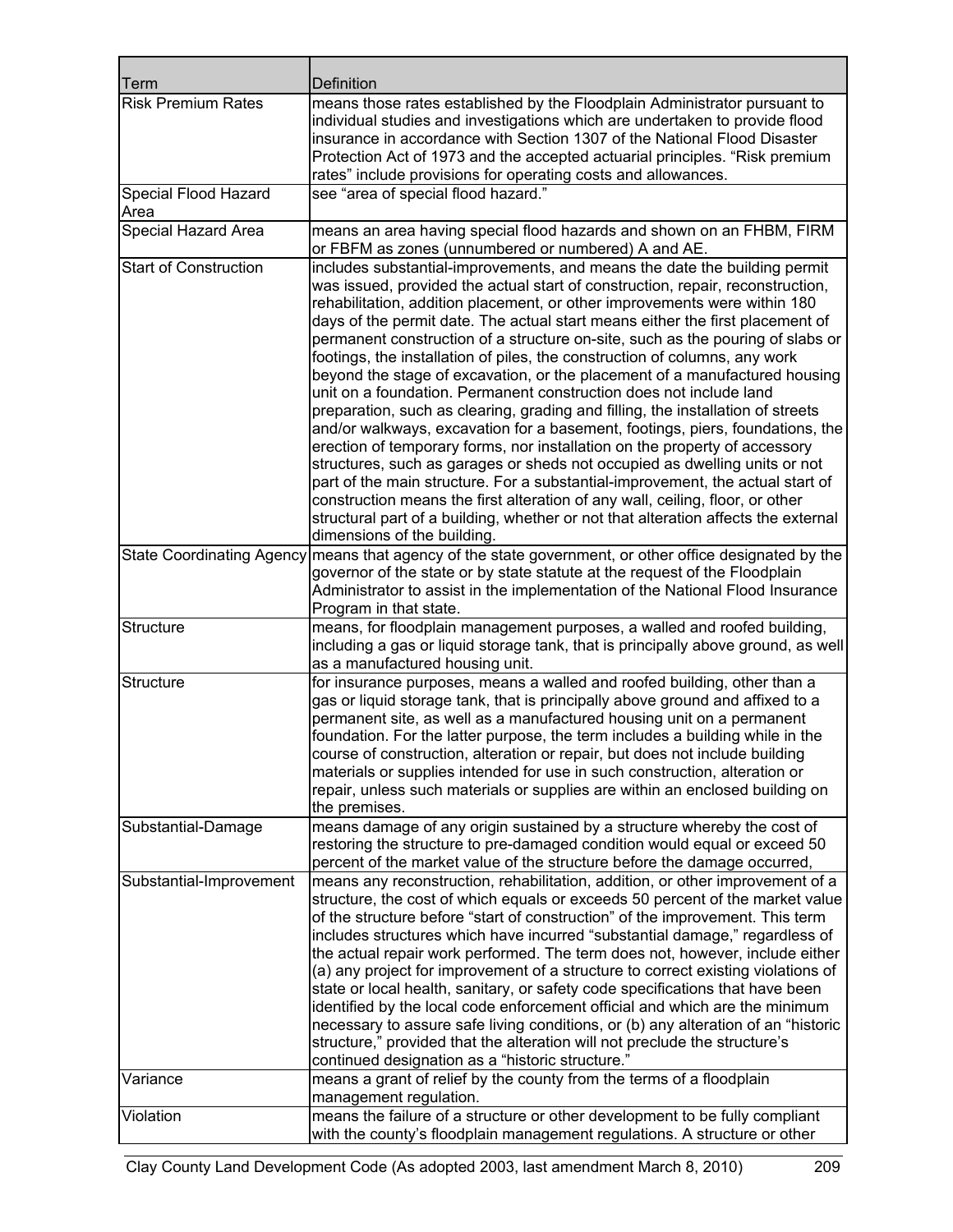| Term | Definition |
|---|---|
| Risk Premium Rates | means those rates established by the Floodplain Administrator pursuant to individual studies and investigations which are undertaken to provide flood insurance in accordance with Section 1307 of the National Flood Disaster Protection Act of 1973 and the accepted actuarial principles. "Risk premium rates" include provisions for operating costs and allowances. |
| Special Flood Hazard Area | see "area of special flood hazard." |
| Special Hazard Area | means an area having special flood hazards and shown on an FHBM, FIRM or FBFM as zones (unnumbered or numbered) A and AE. |
| Start of Construction | includes substantial-improvements, and means the date the building permit was issued, provided the actual start of construction, repair, reconstruction, rehabilitation, addition placement, or other improvements were within 180 days of the permit date. The actual start means either the first placement of permanent construction of a structure on-site, such as the pouring of slabs or footings, the installation of piles, the construction of columns, any work beyond the stage of excavation, or the placement of a manufactured housing unit on a foundation. Permanent construction does not include land preparation, such as clearing, grading and filling, the installation of streets and/or walkways, excavation for a basement, footings, piers, foundations, the erection of temporary forms, nor installation on the property of accessory structures, such as garages or sheds not occupied as dwelling units or not part of the main structure. For a substantial-improvement, the actual start of construction means the first alteration of any wall, ceiling, floor, or other structural part of a building, whether or not that alteration affects the external dimensions of the building. |
| State Coordinating Agency | means that agency of the state government, or other office designated by the governor of the state or by state statute at the request of the Floodplain Administrator to assist in the implementation of the National Flood Insurance Program in that state. |
| Structure | means, for floodplain management purposes, a walled and roofed building, including a gas or liquid storage tank, that is principally above ground, as well as a manufactured housing unit. |
| Structure | for insurance purposes, means a walled and roofed building, other than a gas or liquid storage tank, that is principally above ground and affixed to a permanent site, as well as a manufactured housing unit on a permanent foundation. For the latter purpose, the term includes a building while in the course of construction, alteration or repair, but does not include building materials or supplies intended for use in such construction, alteration or repair, unless such materials or supplies are within an enclosed building on the premises. |
| Substantial-Damage | means damage of any origin sustained by a structure whereby the cost of restoring the structure to pre-damaged condition would equal or exceed 50 percent of the market value of the structure before the damage occurred, |
| Substantial-Improvement | means any reconstruction, rehabilitation, addition, or other improvement of a structure, the cost of which equals or exceeds 50 percent of the market value of the structure before "start of construction" of the improvement. This term includes structures which have incurred "substantial damage," regardless of the actual repair work performed. The term does not, however, include either (a) any project for improvement of a structure to correct existing violations of state or local health, sanitary, or safety code specifications that have been identified by the local code enforcement official and which are the minimum necessary to assure safe living conditions, or (b) any alteration of an "historic structure," provided that the alteration will not preclude the structure's continued designation as a "historic structure." |
| Variance | means a grant of relief by the county from the terms of a floodplain management regulation. |
| Violation | means the failure of a structure or other development to be fully compliant with the county's floodplain management regulations. A structure or other |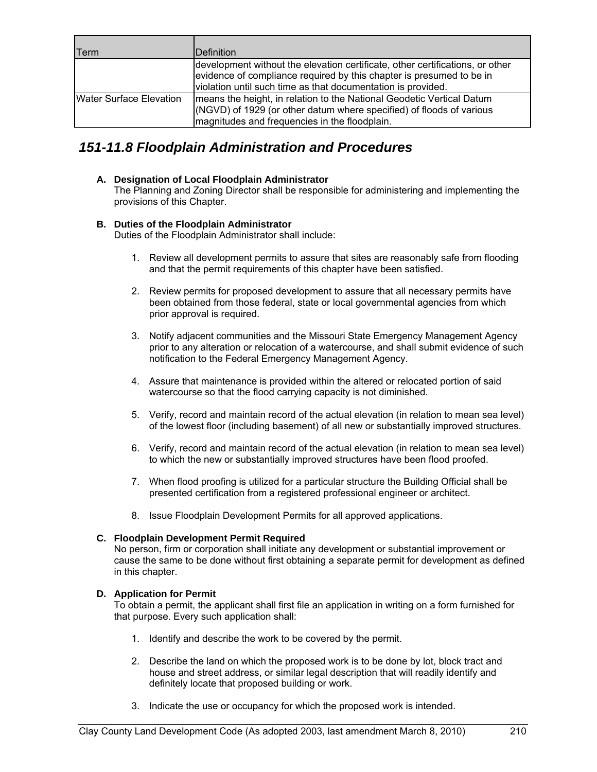| Term | Definition |
|---|---|
| | development without the elevation certificate, other certifications, or other evidence of compliance required by this chapter is presumed to be in violation until such time as that documentation is provided. |
| Water Surface Elevation | means the height, in relation to the National Geodetic Vertical Datum (NGVD) of 1929 (or other datum where specified) of floods of various magnitudes and frequencies in the floodplain. |

## *151-11.8 Floodplain Administration and Procedures*

**A. Designation of Local Floodplain Administrator**

The Planning and Zoning Director shall be responsible for administering and implementing the provisions of this Chapter.

**B. Duties of the Floodplain Administrator**

Duties of the Floodplain Administrator shall include:

1. Review all development permits to assure that sites are reasonably safe from flooding and that the permit requirements of this chapter have been satisfied.

2. Review permits for proposed development to assure that all necessary permits have been obtained from those federal, state or local governmental agencies from which prior approval is required.

3. Notify adjacent communities and the Missouri State Emergency Management Agency prior to any alteration or relocation of a watercourse, and shall submit evidence of such notification to the Federal Emergency Management Agency.

4. Assure that maintenance is provided within the altered or relocated portion of said watercourse so that the flood carrying capacity is not diminished.

5. Verify, record and maintain record of the actual elevation (in relation to mean sea level) of the lowest floor (including basement) of all new or substantially improved structures.

6. Verify, record and maintain record of the actual elevation (in relation to mean sea level) to which the new or substantially improved structures have been flood proofed.

7. When flood proofing is utilized for a particular structure the Building Official shall be presented certification from a registered professional engineer or architect.

8. Issue Floodplain Development Permits for all approved applications.

**C. Floodplain Development Permit Required**

No person, firm or corporation shall initiate any development or substantial improvement or cause the same to be done without first obtaining a separate permit for development as defined in this chapter.

**D. Application for Permit**

To obtain a permit, the applicant shall first file an application in writing on a form furnished for that purpose. Every such application shall:

1. Identify and describe the work to be covered by the permit.

2. Describe the land on which the proposed work is to be done by lot, block tract and house and street address, or similar legal description that will readily identify and definitely locate that proposed building or work.

3. Indicate the use or occupancy for which the proposed work is intended.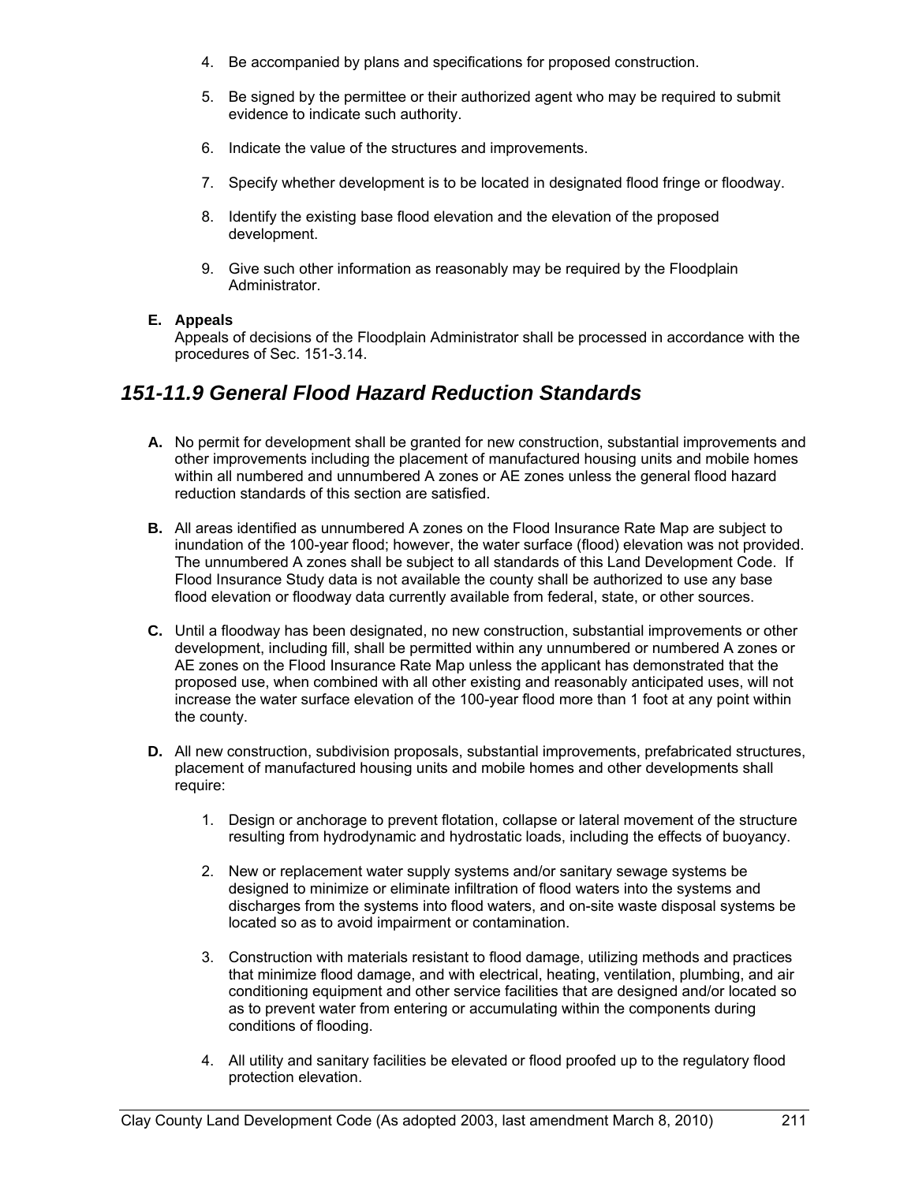4. Be accompanied by plans and specifications for proposed construction.

5. Be signed by the permittee or their authorized agent who may be required to submit evidence to indicate such authority.

6. Indicate the value of the structures and improvements.

7. Specify whether development is to be located in designated flood fringe or floodway.

8. Identify the existing base flood elevation and the elevation of the proposed development.

9. Give such other information as reasonably may be required by the Floodplain Administrator.

**E. Appeals**
Appeals of decisions of the Floodplain Administrator shall be processed in accordance with the procedures of Sec. 151-3.14.

## *151-11.9 General Flood Hazard Reduction Standards*

**A.** No permit for development shall be granted for new construction, substantial improvements and other improvements including the placement of manufactured housing units and mobile homes within all numbered and unnumbered A zones or AE zones unless the general flood hazard reduction standards of this section are satisfied.

**B.** All areas identified as unnumbered A zones on the Flood Insurance Rate Map are subject to inundation of the 100-year flood; however, the water surface (flood) elevation was not provided. The unnumbered A zones shall be subject to all standards of this Land Development Code. If Flood Insurance Study data is not available the county shall be authorized to use any base flood elevation or floodway data currently available from federal, state, or other sources.

**C.** Until a floodway has been designated, no new construction, substantial improvements or other development, including fill, shall be permitted within any unnumbered or numbered A zones or AE zones on the Flood Insurance Rate Map unless the applicant has demonstrated that the proposed use, when combined with all other existing and reasonably anticipated uses, will not increase the water surface elevation of the 100-year flood more than 1 foot at any point within the county.

**D.** All new construction, subdivision proposals, substantial improvements, prefabricated structures, placement of manufactured housing units and mobile homes and other developments shall require:

1. Design or anchorage to prevent flotation, collapse or lateral movement of the structure resulting from hydrodynamic and hydrostatic loads, including the effects of buoyancy.

2. New or replacement water supply systems and/or sanitary sewage systems be designed to minimize or eliminate infiltration of flood waters into the systems and discharges from the systems into flood waters, and on-site waste disposal systems be located so as to avoid impairment or contamination.

3. Construction with materials resistant to flood damage, utilizing methods and practices that minimize flood damage, and with electrical, heating, ventilation, plumbing, and air conditioning equipment and other service facilities that are designed and/or located so as to prevent water from entering or accumulating within the components during conditions of flooding.

4. All utility and sanitary facilities be elevated or flood proofed up to the regulatory flood protection elevation.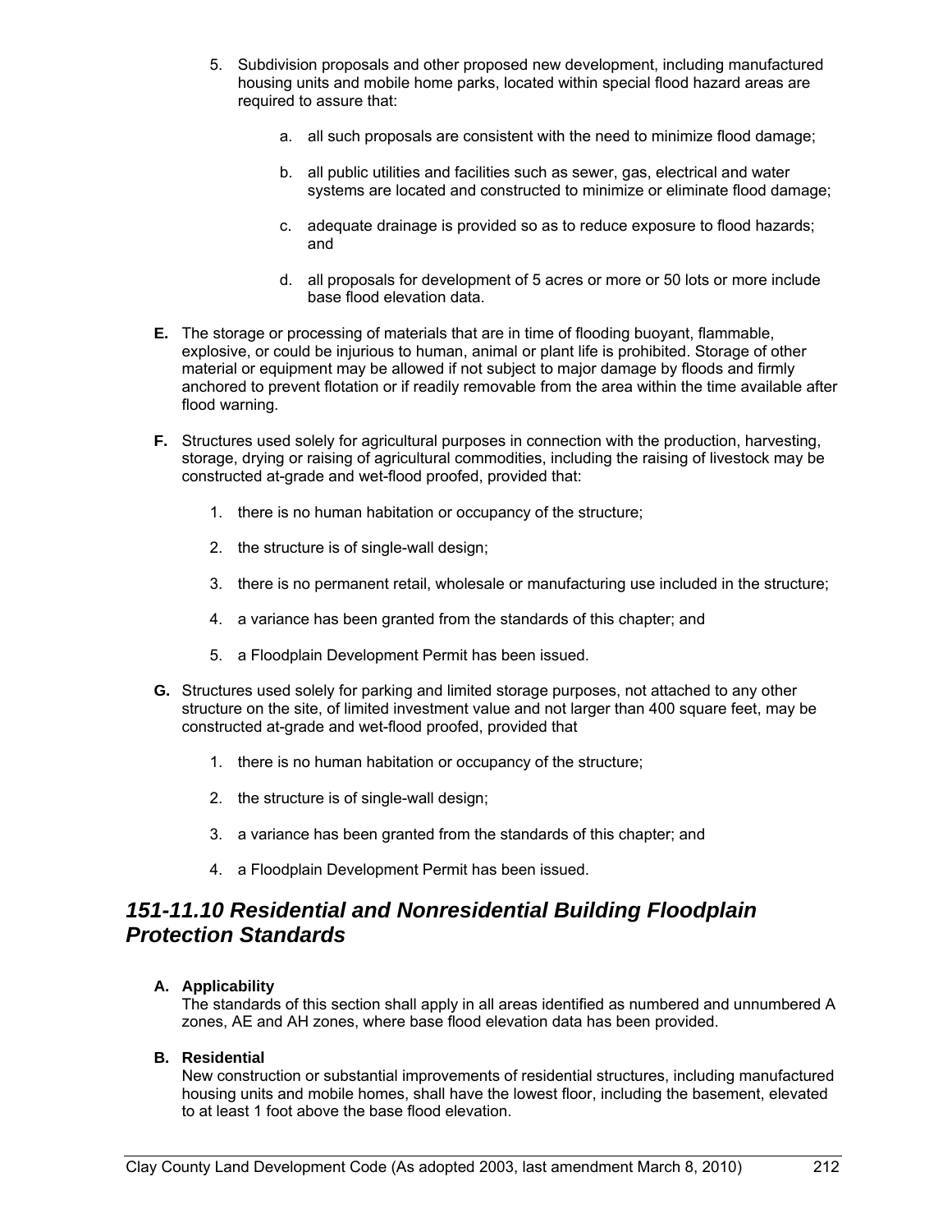5. Subdivision proposals and other proposed new development, including manufactured housing units and mobile home parks, located within special flood hazard areas are required to assure that:

    a. all such proposals are consistent with the need to minimize flood damage;

    b. all public utilities and facilities such as sewer, gas, electrical and water systems are located and constructed to minimize or eliminate flood damage;

    c. adequate drainage is provided so as to reduce exposure to flood hazards; and

    d. all proposals for development of 5 acres or more or 50 lots or more include base flood elevation data.

**E.** The storage or processing of materials that are in time of flooding buoyant, flammable, explosive, or could be injurious to human, animal or plant life is prohibited. Storage of other material or equipment may be allowed if not subject to major damage by floods and firmly anchored to prevent flotation or if readily removable from the area within the time available after flood warning.

**F.** Structures used solely for agricultural purposes in connection with the production, harvesting, storage, drying or raising of agricultural commodities, including the raising of livestock may be constructed at-grade and wet-flood proofed, provided that:

1. there is no human habitation or occupancy of the structure;

2. the structure is of single-wall design;

3. there is no permanent retail, wholesale or manufacturing use included in the structure;

4. a variance has been granted from the standards of this chapter; and

5. a Floodplain Development Permit has been issued.

**G.** Structures used solely for parking and limited storage purposes, not attached to any other structure on the site, of limited investment value and not larger than 400 square feet, may be constructed at-grade and wet-flood proofed, provided that

1. there is no human habitation or occupancy of the structure;

2. the structure is of single-wall design;

3. a variance has been granted from the standards of this chapter; and

4. a Floodplain Development Permit has been issued.

## *151-11.10 Residential and Nonresidential Building Floodplain Protection Standards*

**A. Applicability**
The standards of this section shall apply in all areas identified as numbered and unnumbered A zones, AE and AH zones, where base flood elevation data has been provided.

**B. Residential**
New construction or substantial improvements of residential structures, including manufactured housing units and mobile homes, shall have the lowest floor, including the basement, elevated to at least 1 foot above the base flood elevation.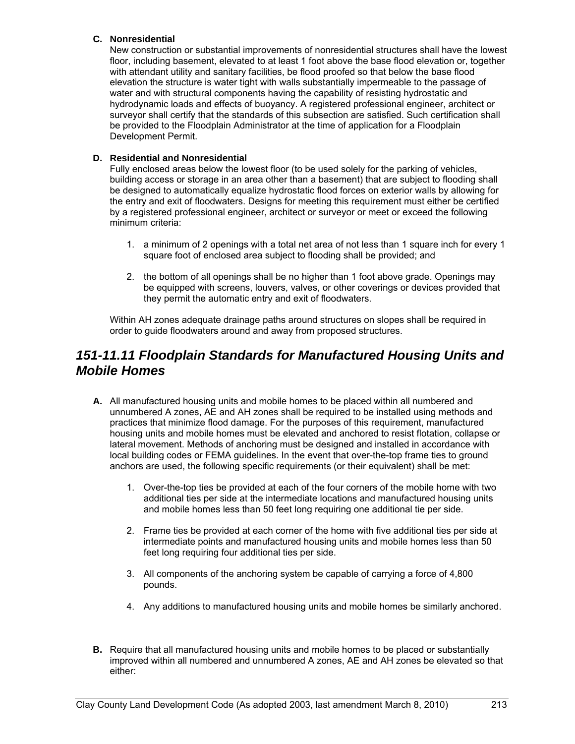**C. Nonresidential**

New construction or substantial improvements of nonresidential structures shall have the lowest floor, including basement, elevated to at least 1 foot above the base flood elevation or, together with attendant utility and sanitary facilities, be flood proofed so that below the base flood elevation the structure is water tight with walls substantially impermeable to the passage of water and with structural components having the capability of resisting hydrostatic and hydrodynamic loads and effects of buoyancy. A registered professional engineer, architect or surveyor shall certify that the standards of this subsection are satisfied. Such certification shall be provided to the Floodplain Administrator at the time of application for a Floodplain Development Permit.

**D. Residential and Nonresidential**

Fully enclosed areas below the lowest floor (to be used solely for the parking of vehicles, building access or storage in an area other than a basement) that are subject to flooding shall be designed to automatically equalize hydrostatic flood forces on exterior walls by allowing for the entry and exit of floodwaters. Designs for meeting this requirement must either be certified by a registered professional engineer, architect or surveyor or meet or exceed the following minimum criteria:

1. a minimum of 2 openings with a total net area of not less than 1 square inch for every 1 square foot of enclosed area subject to flooding shall be provided; and

2. the bottom of all openings shall be no higher than 1 foot above grade. Openings may be equipped with screens, louvers, valves, or other coverings or devices provided that they permit the automatic entry and exit of floodwaters.

Within AH zones adequate drainage paths around structures on slopes shall be required in order to guide floodwaters around and away from proposed structures.

## *151-11.11 Floodplain Standards for Manufactured Housing Units and Mobile Homes*

**A.** All manufactured housing units and mobile homes to be placed within all numbered and unnumbered A zones, AE and AH zones shall be required to be installed using methods and practices that minimize flood damage. For the purposes of this requirement, manufactured housing units and mobile homes must be elevated and anchored to resist flotation, collapse or lateral movement. Methods of anchoring must be designed and installed in accordance with local building codes or FEMA guidelines. In the event that over-the-top frame ties to ground anchors are used, the following specific requirements (or their equivalent) shall be met:

1. Over-the-top ties be provided at each of the four corners of the mobile home with two additional ties per side at the intermediate locations and manufactured housing units and mobile homes less than 50 feet long requiring one additional tie per side.

2. Frame ties be provided at each corner of the home with five additional ties per side at intermediate points and manufactured housing units and mobile homes less than 50 feet long requiring four additional ties per side.

3. All components of the anchoring system be capable of carrying a force of 4,800 pounds.

4. Any additions to manufactured housing units and mobile homes be similarly anchored.

**B.** Require that all manufactured housing units and mobile homes to be placed or substantially improved within all numbered and unnumbered A zones, AE and AH zones be elevated so that either: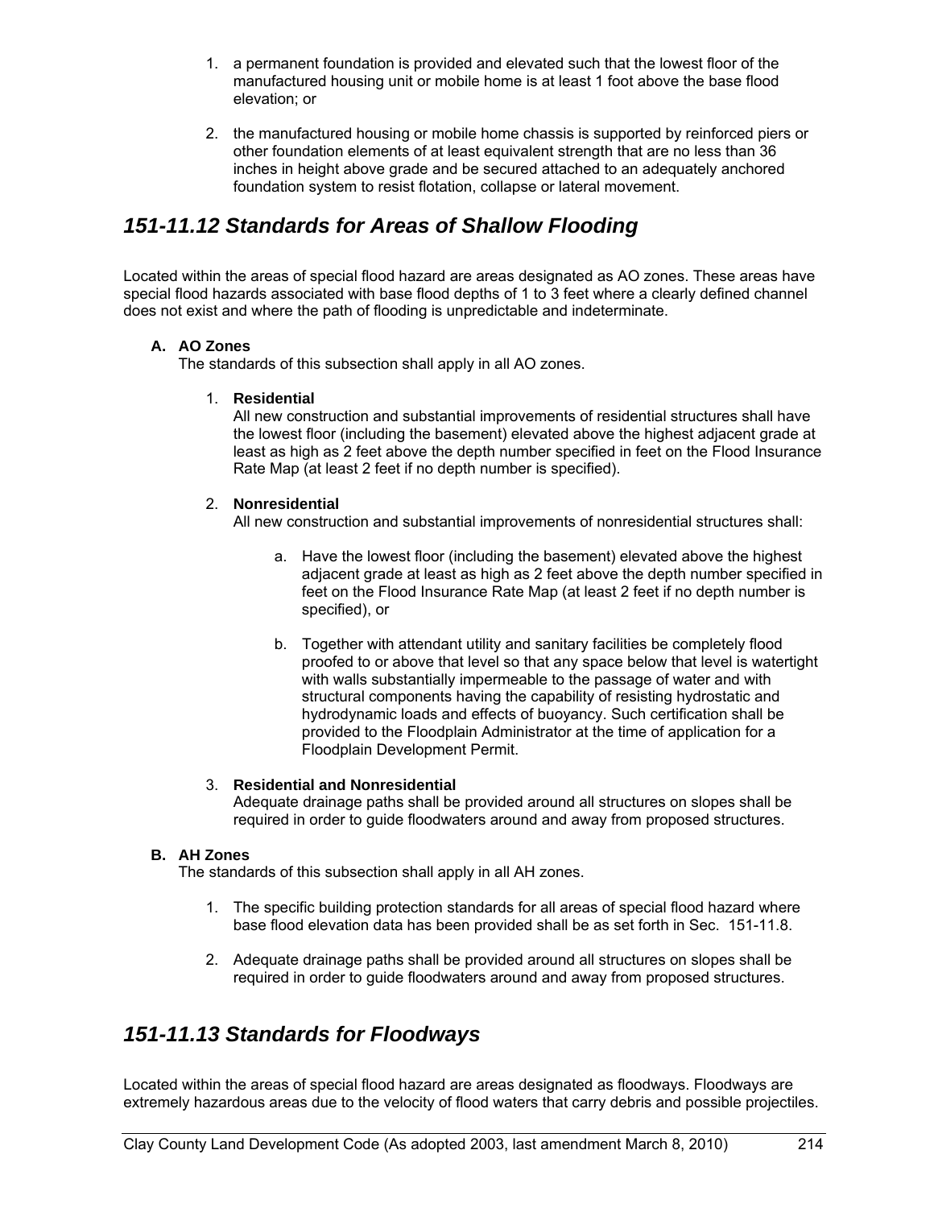1. a permanent foundation is provided and elevated such that the lowest floor of the manufactured housing unit or mobile home is at least 1 foot above the base flood elevation; or

2. the manufactured housing or mobile home chassis is supported by reinforced piers or other foundation elements of at least equivalent strength that are no less than 36 inches in height above grade and be secured attached to an adequately anchored foundation system to resist flotation, collapse or lateral movement.

## *151-11.12 Standards for Areas of Shallow Flooding*

Located within the areas of special flood hazard are areas designated as AO zones. These areas have special flood hazards associated with base flood depths of 1 to 3 feet where a clearly defined channel does not exist and where the path of flooding is unpredictable and indeterminate.

**A. AO Zones**

The standards of this subsection shall apply in all AO zones.

1. **Residential**

   All new construction and substantial improvements of residential structures shall have the lowest floor (including the basement) elevated above the highest adjacent grade at least as high as 2 feet above the depth number specified in feet on the Flood Insurance Rate Map (at least 2 feet if no depth number is specified).

2. **Nonresidential**

   All new construction and substantial improvements of nonresidential structures shall:

   a. Have the lowest floor (including the basement) elevated above the highest adjacent grade at least as high as 2 feet above the depth number specified in feet on the Flood Insurance Rate Map (at least 2 feet if no depth number is specified), or

   b. Together with attendant utility and sanitary facilities be completely flood proofed to or above that level so that any space below that level is watertight with walls substantially impermeable to the passage of water and with structural components having the capability of resisting hydrostatic and hydrodynamic loads and effects of buoyancy. Such certification shall be provided to the Floodplain Administrator at the time of application for a Floodplain Development Permit.

3. **Residential and Nonresidential**

   Adequate drainage paths shall be provided around all structures on slopes shall be required in order to guide floodwaters around and away from proposed structures.

**B. AH Zones**

The standards of this subsection shall apply in all AH zones.

1. The specific building protection standards for all areas of special flood hazard where base flood elevation data has been provided shall be as set forth in Sec. 151-11.8.

2. Adequate drainage paths shall be provided around all structures on slopes shall be required in order to guide floodwaters around and away from proposed structures.

## *151-11.13 Standards for Floodways*

Located within the areas of special flood hazard are areas designated as floodways. Floodways are extremely hazardous areas due to the velocity of flood waters that carry debris and possible projectiles.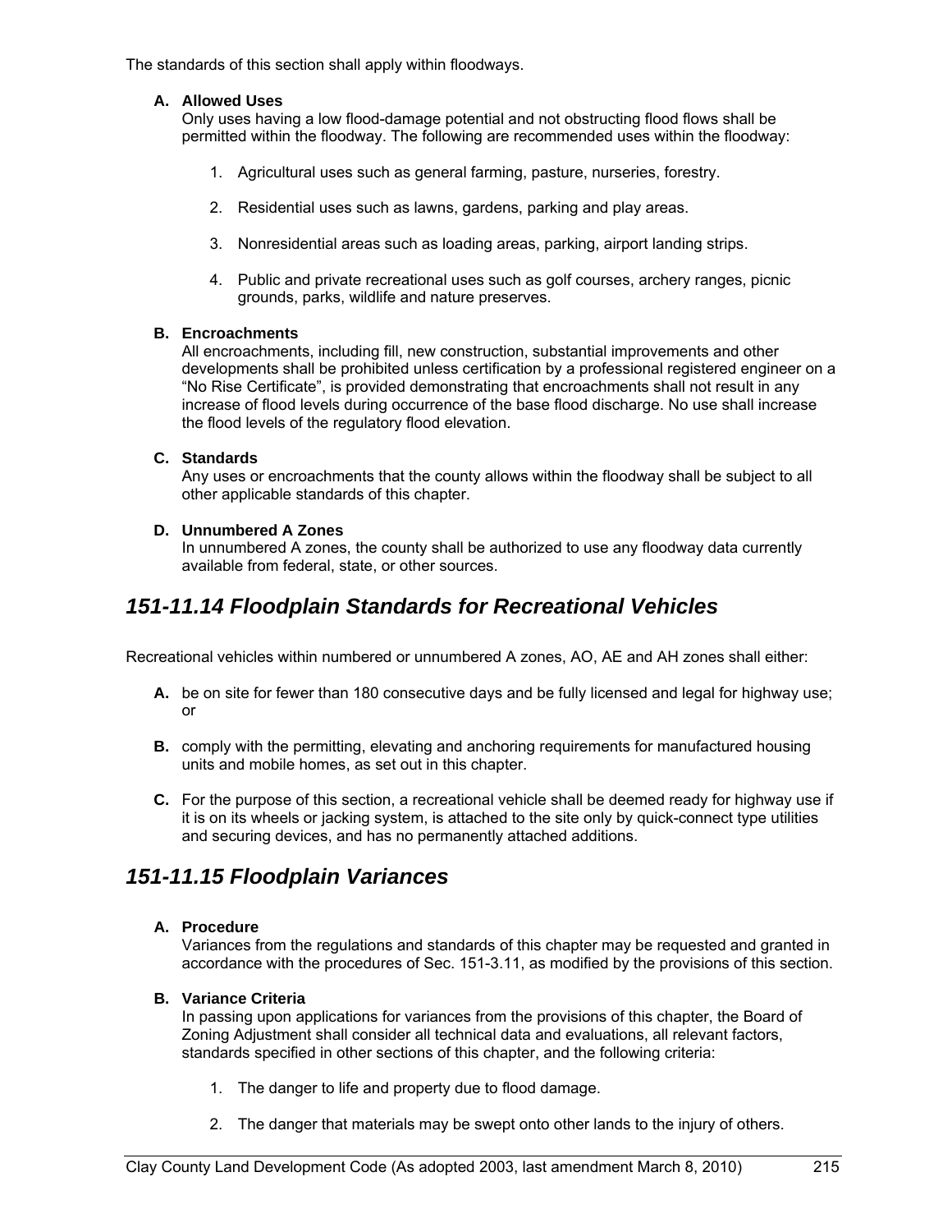The standards of this section shall apply within floodways.

**A. Allowed Uses**
Only uses having a low flood-damage potential and not obstructing flood flows shall be permitted within the floodway. The following are recommended uses within the floodway:

1. Agricultural uses such as general farming, pasture, nurseries, forestry.

2. Residential uses such as lawns, gardens, parking and play areas.

3. Nonresidential areas such as loading areas, parking, airport landing strips.

4. Public and private recreational uses such as golf courses, archery ranges, picnic grounds, parks, wildlife and nature preserves.

**B. Encroachments**
All encroachments, including fill, new construction, substantial improvements and other developments shall be prohibited unless certification by a professional registered engineer on a "No Rise Certificate", is provided demonstrating that encroachments shall not result in any increase of flood levels during occurrence of the base flood discharge. No use shall increase the flood levels of the regulatory flood elevation.

**C. Standards**
Any uses or encroachments that the county allows within the floodway shall be subject to all other applicable standards of this chapter.

**D. Unnumbered A Zones**
In unnumbered A zones, the county shall be authorized to use any floodway data currently available from federal, state, or other sources.

## *151-11.14 Floodplain Standards for Recreational Vehicles*

Recreational vehicles within numbered or unnumbered A zones, AO, AE and AH zones shall either:

**A.** be on site for fewer than 180 consecutive days and be fully licensed and legal for highway use; or

**B.** comply with the permitting, elevating and anchoring requirements for manufactured housing units and mobile homes, as set out in this chapter.

**C.** For the purpose of this section, a recreational vehicle shall be deemed ready for highway use if it is on its wheels or jacking system, is attached to the site only by quick-connect type utilities and securing devices, and has no permanently attached additions.

## *151-11.15 Floodplain Variances*

**A. Procedure**
Variances from the regulations and standards of this chapter may be requested and granted in accordance with the procedures of Sec. 151-3.11, as modified by the provisions of this section.

**B. Variance Criteria**
In passing upon applications for variances from the provisions of this chapter, the Board of Zoning Adjustment shall consider all technical data and evaluations, all relevant factors, standards specified in other sections of this chapter, and the following criteria:

1. The danger to life and property due to flood damage.

2. The danger that materials may be swept onto other lands to the injury of others.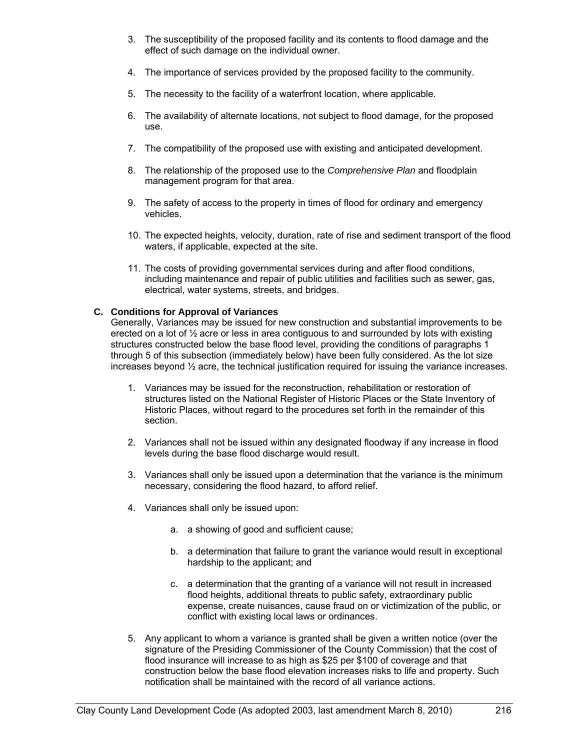3. The susceptibility of the proposed facility and its contents to flood damage and the effect of such damage on the individual owner.

4. The importance of services provided by the proposed facility to the community.

5. The necessity to the facility of a waterfront location, where applicable.

6. The availability of alternate locations, not subject to flood damage, for the proposed use.

7. The compatibility of the proposed use with existing and anticipated development.

8. The relationship of the proposed use to the *Comprehensive Plan* and floodplain management program for that area.

9. The safety of access to the property in times of flood for ordinary and emergency vehicles.

10. The expected heights, velocity, duration, rate of rise and sediment transport of the flood waters, if applicable, expected at the site.

11. The costs of providing governmental services during and after flood conditions, including maintenance and repair of public utilities and facilities such as sewer, gas, electrical, water systems, streets, and bridges.

**C. Conditions for Approval of Variances**

Generally, Variances may be issued for new construction and substantial improvements to be erected on a lot of ½ acre or less in area contiguous to and surrounded by lots with existing structures constructed below the base flood level, providing the conditions of paragraphs 1 through 5 of this subsection (immediately below) have been fully considered. As the lot size increases beyond ½ acre, the technical justification required for issuing the variance increases.

1. Variances may be issued for the reconstruction, rehabilitation or restoration of structures listed on the National Register of Historic Places or the State Inventory of Historic Places, without regard to the procedures set forth in the remainder of this section.

2. Variances shall not be issued within any designated floodway if any increase in flood levels during the base flood discharge would result.

3. Variances shall only be issued upon a determination that the variance is the minimum necessary, considering the flood hazard, to afford relief.

4. Variances shall only be issued upon:

   a. a showing of good and sufficient cause;

   b. a determination that failure to grant the variance would result in exceptional hardship to the applicant; and

   c. a determination that the granting of a variance will not result in increased flood heights, additional threats to public safety, extraordinary public expense, create nuisances, cause fraud on or victimization of the public, or conflict with existing local laws or ordinances.

5. Any applicant to whom a variance is granted shall be given a written notice (over the signature of the Presiding Commissioner of the County Commission) that the cost of flood insurance will increase to as high as $25 per $100 of coverage and that construction below the base flood elevation increases risks to life and property. Such notification shall be maintained with the record of all variance actions.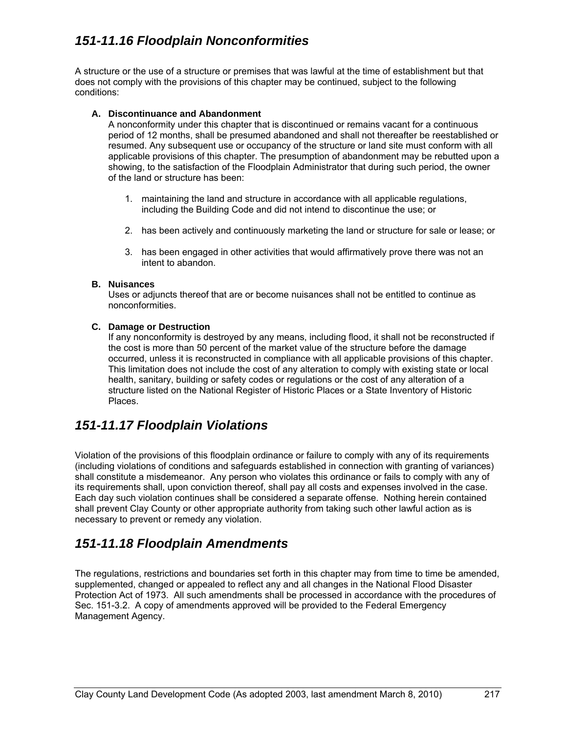## *151-11.16 Floodplain Nonconformities*

A structure or the use of a structure or premises that was lawful at the time of establishment but that does not comply with the provisions of this chapter may be continued, subject to the following conditions:

**A. Discontinuance and Abandonment**

A nonconformity under this chapter that is discontinued or remains vacant for a continuous period of 12 months, shall be presumed abandoned and shall not thereafter be reestablished or resumed. Any subsequent use or occupancy of the structure or land site must conform with all applicable provisions of this chapter. The presumption of abandonment may be rebutted upon a showing, to the satisfaction of the Floodplain Administrator that during such period, the owner of the land or structure has been:

1. maintaining the land and structure in accordance with all applicable regulations, including the Building Code and did not intend to discontinue the use; or
2. has been actively and continuously marketing the land or structure for sale or lease; or
3. has been engaged in other activities that would affirmatively prove there was not an intent to abandon.

**B. Nuisances**

Uses or adjuncts thereof that are or become nuisances shall not be entitled to continue as nonconformities.

**C. Damage or Destruction**

If any nonconformity is destroyed by any means, including flood, it shall not be reconstructed if the cost is more than 50 percent of the market value of the structure before the damage occurred, unless it is reconstructed in compliance with all applicable provisions of this chapter. This limitation does not include the cost of any alteration to comply with existing state or local health, sanitary, building or safety codes or regulations or the cost of any alteration of a structure listed on the National Register of Historic Places or a State Inventory of Historic Places.

## *151-11.17 Floodplain Violations*

Violation of the provisions of this floodplain ordinance or failure to comply with any of its requirements (including violations of conditions and safeguards established in connection with granting of variances) shall constitute a misdemeanor. Any person who violates this ordinance or fails to comply with any of its requirements shall, upon conviction thereof, shall pay all costs and expenses involved in the case. Each day such violation continues shall be considered a separate offense. Nothing herein contained shall prevent Clay County or other appropriate authority from taking such other lawful action as is necessary to prevent or remedy any violation.

## *151-11.18 Floodplain Amendments*

The regulations, restrictions and boundaries set forth in this chapter may from time to time be amended, supplemented, changed or appealed to reflect any and all changes in the National Flood Disaster Protection Act of 1973. All such amendments shall be processed in accordance with the procedures of Sec. 151-3.2. A copy of amendments approved will be provided to the Federal Emergency Management Agency.